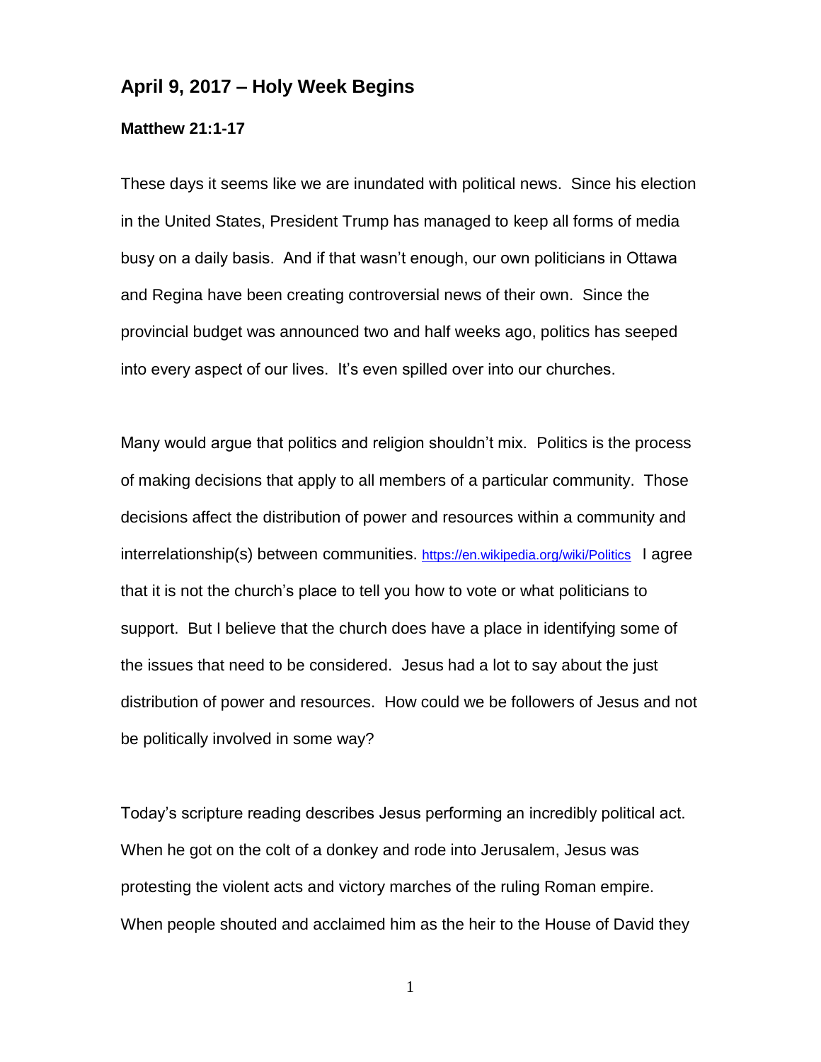## April 9, 2017 – Holy Week Begins

### Matthew 21:1-17

These days it seems like we are inundated with political news. Since his election in the United States, President Trump has managed to keep all forms of media busy on a daily basis. And if that wasn't enough, our own politicians in Ottawa and Regina have been creating controversial news of their own. Since the provincial budget was announced two and half weeks ago, politics has seeped into every aspect of our lives. It's even spilled over into our churches.

Many would argue that politics and religion shouldn't mix. Politics is the process of making decisions that apply to all members of a particular community. Those decisions affect the distribution of power and resources within a community and interrelationship(s) between communities. https://en.wikipedia.org/wiki/Politics I agree that it is not the church's place to tell you how to vote or what politicians to support. But I believe that the church does have a place in identifying some of the issues that need to be considered. Jesus had a lot to say about the just distribution of power and resources. How could we be followers of Jesus and not be politically involved in some way?

Today's scripture reading describes Jesus performing an incredibly political act. When he got on the colt of a donkey and rode into Jerusalem, Jesus was protesting the violent acts and victory marches of the ruling Roman empire. When people shouted and acclaimed him as the heir to the House of David they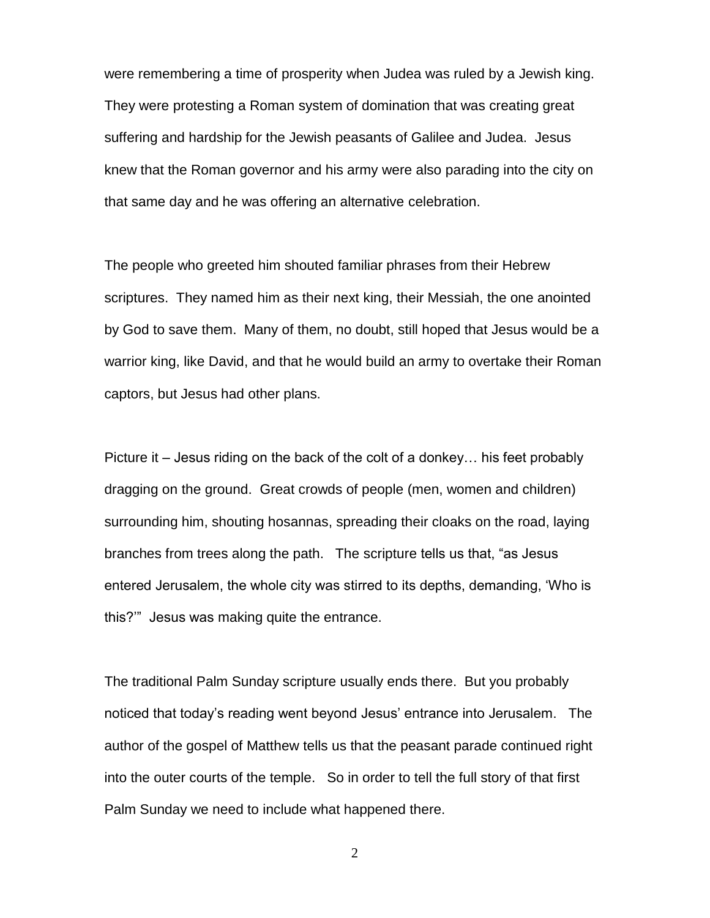were remembering a time of prosperity when Judea was ruled by a Jewish king. They were protesting a Roman system of domination that was creating great suffering and hardship for the Jewish peasants of Galilee and Judea. Jesus knew that the Roman governor and his army were also parading into the city on that same day and he was offering an alternative celebration.

The people who greeted him shouted familiar phrases from their Hebrew scriptures. They named him as their next king, their Messiah, the one anointed by God to save them. Many of them, no doubt, still hoped that Jesus would be a warrior king, like David, and that he would build an army to overtake their Roman captors, but Jesus had other plans.

Picture it – Jesus riding on the back of the colt of a donkey… his feet probably dragging on the ground. Great crowds of people (men, women and children) surrounding him, shouting hosannas, spreading their cloaks on the road, laying branches from trees along the path. The scripture tells us that, "as Jesus entered Jerusalem, the whole city was stirred to its depths, demanding, 'Who is this?'" Jesus was making quite the entrance.

The traditional Palm Sunday scripture usually ends there. But you probably noticed that today's reading went beyond Jesus' entrance into Jerusalem. The author of the gospel of Matthew tells us that the peasant parade continued right into the outer courts of the temple. So in order to tell the full story of that first Palm Sunday we need to include what happened there.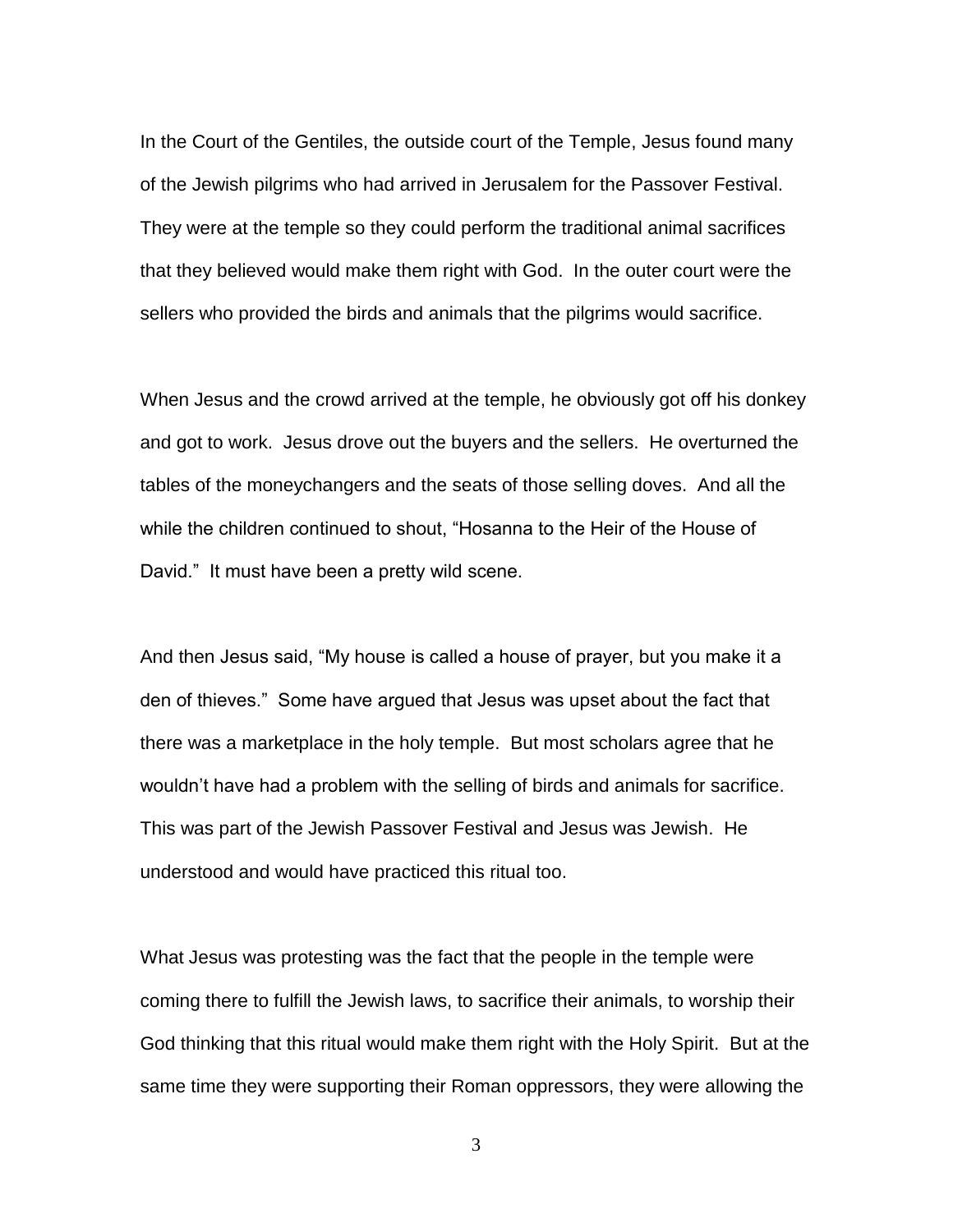In the Court of the Gentiles, the outside court of the Temple, Jesus found many of the Jewish pilgrims who had arrived in Jerusalem for the Passover Festival. They were at the temple so they could perform the traditional animal sacrifices that they believed would make them right with God. In the outer court were the sellers who provided the birds and animals that the pilgrims would sacrifice.

When Jesus and the crowd arrived at the temple, he obviously got off his donkey and got to work. Jesus drove out the buyers and the sellers. He overturned the tables of the moneychangers and the seats of those selling doves. And all the while the children continued to shout, "Hosanna to the Heir of the House of David." It must have been a pretty wild scene.

And then Jesus said, "My house is called a house of prayer, but you make it a den of thieves." Some have argued that Jesus was upset about the fact that there was a marketplace in the holy temple. But most scholars agree that he wouldn't have had a problem with the selling of birds and animals for sacrifice. This was part of the Jewish Passover Festival and Jesus was Jewish. He understood and would have practiced this ritual too.

What Jesus was protesting was the fact that the people in the temple were coming there to fulfill the Jewish laws, to sacrifice their animals, to worship their God thinking that this ritual would make them right with the Holy Spirit. But at the same time they were supporting their Roman oppressors, they were allowing the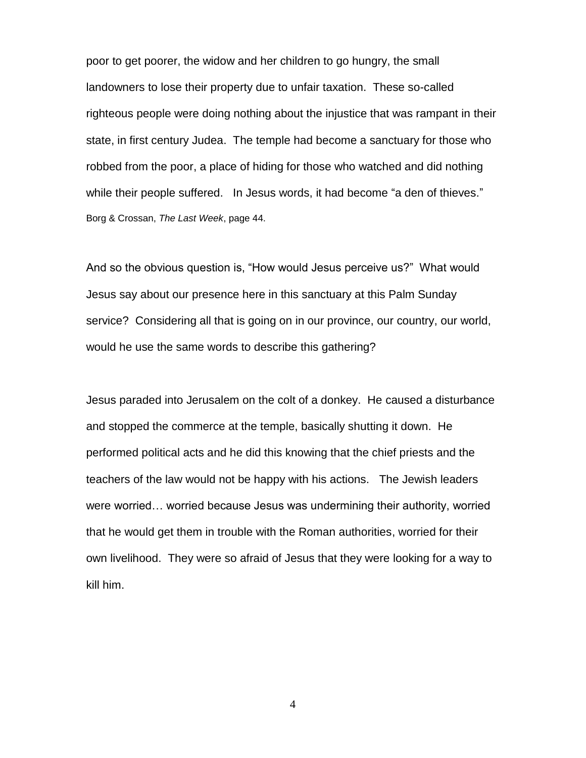poor to get poorer, the widow and her children to go hungry, the small landowners to lose their property due to unfair taxation. These so-called righteous people were doing nothing about the injustice that was rampant in their state, in first century Judea. The temple had become a sanctuary for those who robbed from the poor, a place of hiding for those who watched and did nothing while their people suffered. In Jesus words, it had become "a den of thieves." Borg & Crossan, *The Last Week*, page 44.

And so the obvious question is, "How would Jesus perceive us?" What would Jesus say about our presence here in this sanctuary at this Palm Sunday service? Considering all that is going on in our province, our country, our world, would he use the same words to describe this gathering?

Jesus paraded into Jerusalem on the colt of a donkey. He caused a disturbance and stopped the commerce at the temple, basically shutting it down. He performed political acts and he did this knowing that the chief priests and the teachers of the law would not be happy with his actions. The Jewish leaders were worried… worried because Jesus was undermining their authority, worried that he would get them in trouble with the Roman authorities, worried for their own livelihood. They were so afraid of Jesus that they were looking for a way to kill him.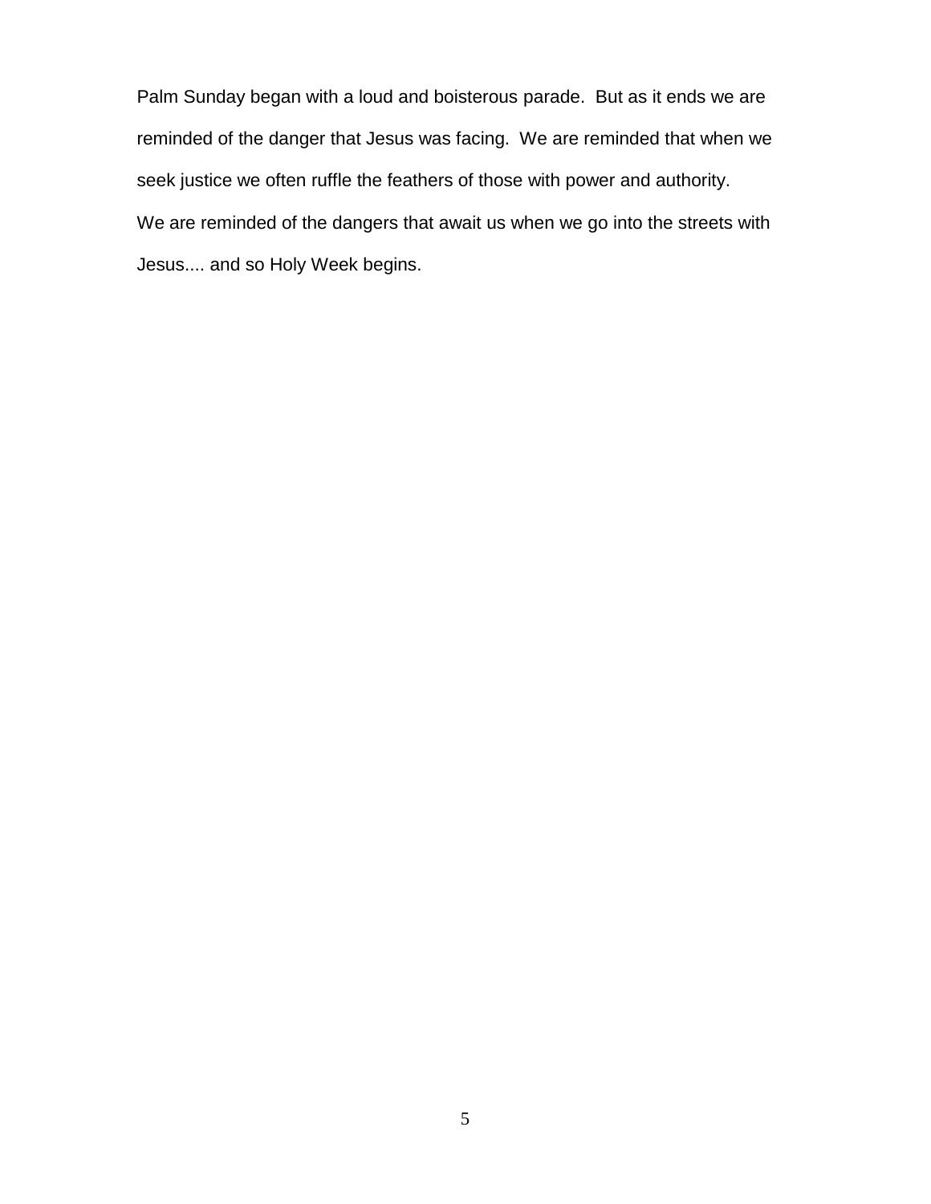Palm Sunday began with a loud and boisterous parade. But as it ends we are reminded of the danger that Jesus was facing. We are reminded that when we seek justice we often ruffle the feathers of those with power and authority. We are reminded of the dangers that await us when we go into the streets with Jesus.... and so Holy Week begins.